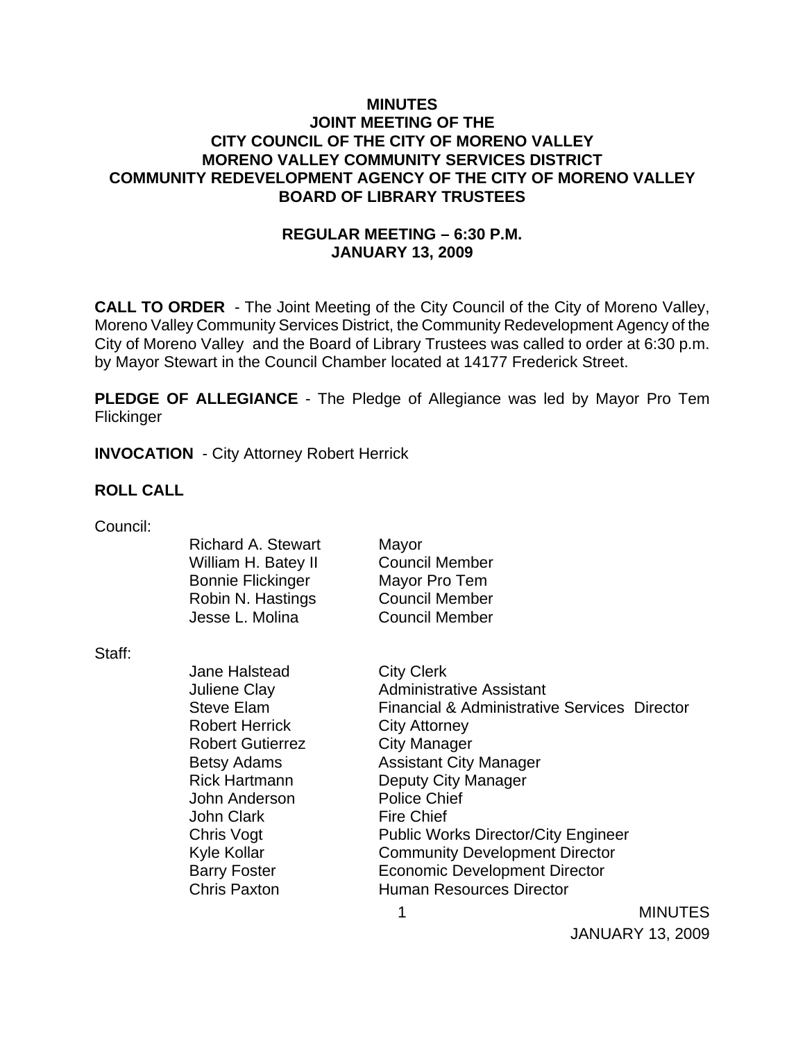**MINUTES**
**JOINT MEETING OF THE**
**CITY COUNCIL OF THE CITY OF MORENO VALLEY**
**MORENO VALLEY COMMUNITY SERVICES DISTRICT**
**COMMUNITY REDEVELOPMENT AGENCY OF THE CITY OF MORENO VALLEY**
**BOARD OF LIBRARY TRUSTEES**

**REGULAR MEETING – 6:30 P.M.**
**JANUARY 13, 2009**

**CALL TO ORDER** - The Joint Meeting of the City Council of the City of Moreno Valley, Moreno Valley Community Services District, the Community Redevelopment Agency of the City of Moreno Valley and the Board of Library Trustees was called to order at 6:30 p.m. by Mayor Stewart in the Council Chamber located at 14177 Frederick Street.

**PLEDGE OF ALLEGIANCE** - The Pledge of Allegiance was led by Mayor Pro Tem Flickinger

**INVOCATION** - City Attorney Robert Herrick

**ROLL CALL**

Council:

| | |
|---|---|
| Richard A. Stewart | Mayor |
| William H. Batey II | Council Member |
| Bonnie Flickinger | Mayor Pro Tem |
| Robin N. Hastings | Council Member |
| Jesse L. Molina | Council Member |

Staff:

| | |
|---|---|
| Jane Halstead | City Clerk |
| Juliene Clay | Administrative Assistant |
| Steve Elam | Financial & Administrative Services Director |
| Robert Herrick | City Attorney |
| Robert Gutierrez | City Manager |
| Betsy Adams | Assistant City Manager |
| Rick Hartmann | Deputy City Manager |
| John Anderson | Police Chief |
| John Clark | Fire Chief |
| Chris Vogt | Public Works Director/City Engineer |
| Kyle Kollar | Community Development Director |
| Barry Foster | Economic Development Director |
| Chris Paxton | Human Resources Director |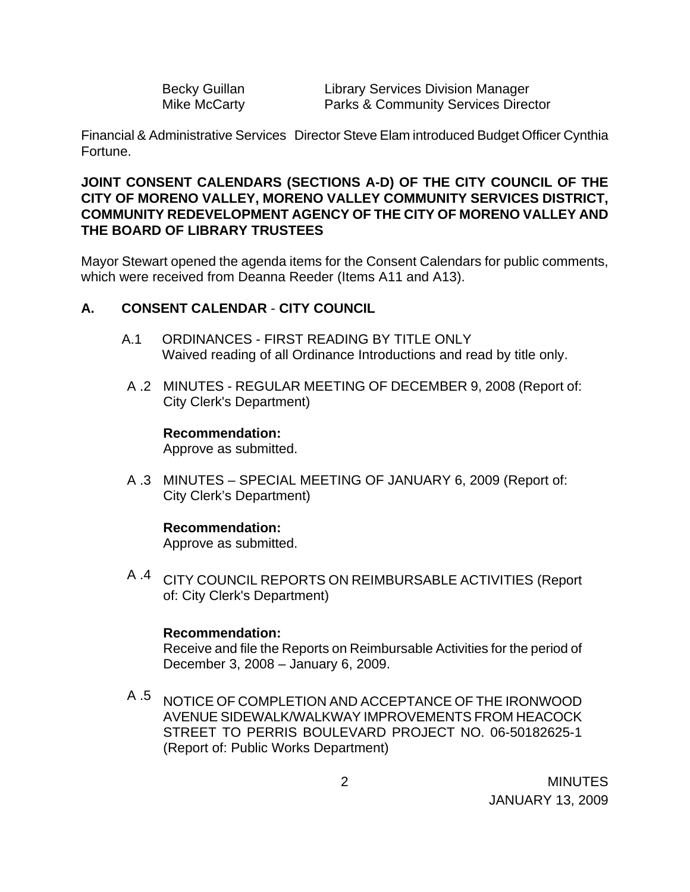| | |
|---|---|
| Becky Guillan | Library Services Division Manager |
| Mike McCarty | Parks & Community Services Director |

Financial & Administrative Services Director Steve Elam introduced Budget Officer Cynthia Fortune.

**JOINT CONSENT CALENDARS (SECTIONS A-D) OF THE CITY COUNCIL OF THE CITY OF MORENO VALLEY, MORENO VALLEY COMMUNITY SERVICES DISTRICT, COMMUNITY REDEVELOPMENT AGENCY OF THE CITY OF MORENO VALLEY AND THE BOARD OF LIBRARY TRUSTEES**

Mayor Stewart opened the agenda items for the Consent Calendars for public comments, which were received from Deanna Reeder (Items A11 and A13).

## A. CONSENT CALENDAR - CITY COUNCIL

A.1 ORDINANCES - FIRST READING BY TITLE ONLY
Waived reading of all Ordinance Introductions and read by title only.

A .2 MINUTES - REGULAR MEETING OF DECEMBER 9, 2008 (Report of: City Clerk's Department)

**Recommendation:**
Approve as submitted.

A .3 MINUTES – SPECIAL MEETING OF JANUARY 6, 2009 (Report of: City Clerk's Department)

**Recommendation:**
Approve as submitted.

A .4 CITY COUNCIL REPORTS ON REIMBURSABLE ACTIVITIES (Report of: City Clerk's Department)

**Recommendation:**
Receive and file the Reports on Reimbursable Activities for the period of December 3, 2008 – January 6, 2009.

A .5 NOTICE OF COMPLETION AND ACCEPTANCE OF THE IRONWOOD AVENUE SIDEWALK/WALKWAY IMPROVEMENTS FROM HEACOCK STREET TO PERRIS BOULEVARD PROJECT NO. 06-50182625-1 (Report of: Public Works Department)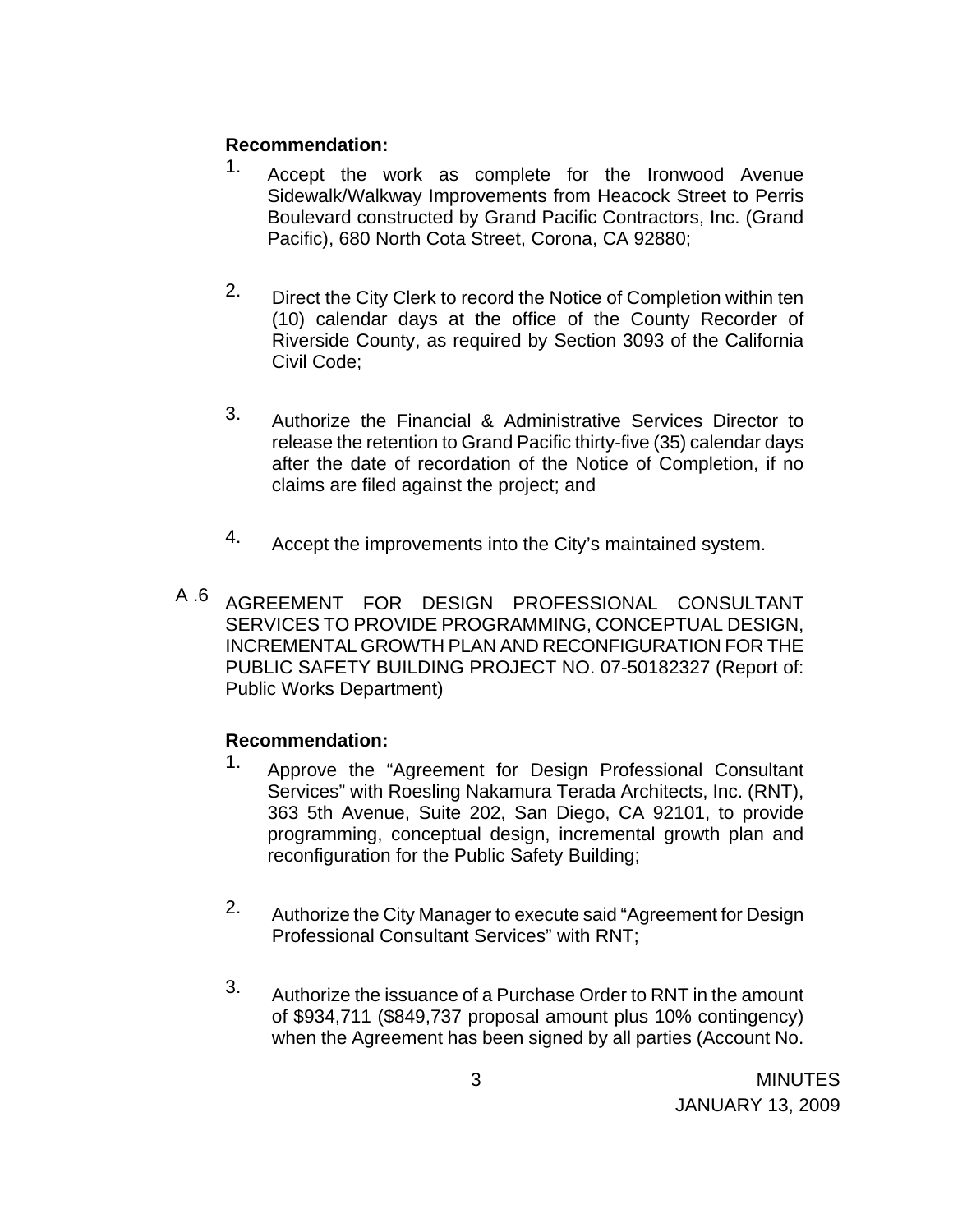**Recommendation:**

1. Accept the work as complete for the Ironwood Avenue Sidewalk/Walkway Improvements from Heacock Street to Perris Boulevard constructed by Grand Pacific Contractors, Inc. (Grand Pacific), 680 North Cota Street, Corona, CA 92880;

2. Direct the City Clerk to record the Notice of Completion within ten (10) calendar days at the office of the County Recorder of Riverside County, as required by Section 3093 of the California Civil Code;

3. Authorize the Financial & Administrative Services Director to release the retention to Grand Pacific thirty-five (35) calendar days after the date of recordation of the Notice of Completion, if no claims are filed against the project; and

4. Accept the improvements into the City's maintained system.

A .6 AGREEMENT FOR DESIGN PROFESSIONAL CONSULTANT SERVICES TO PROVIDE PROGRAMMING, CONCEPTUAL DESIGN, INCREMENTAL GROWTH PLAN AND RECONFIGURATION FOR THE PUBLIC SAFETY BUILDING PROJECT NO. 07-50182327 (Report of: Public Works Department)

**Recommendation:**

1. Approve the "Agreement for Design Professional Consultant Services" with Roesling Nakamura Terada Architects, Inc. (RNT), 363 5th Avenue, Suite 202, San Diego, CA 92101, to provide programming, conceptual design, incremental growth plan and reconfiguration for the Public Safety Building;

2. Authorize the City Manager to execute said "Agreement for Design Professional Consultant Services" with RNT;

3. Authorize the issuance of a Purchase Order to RNT in the amount of $934,711 ($849,737 proposal amount plus 10% contingency) when the Agreement has been signed by all parties (Account No.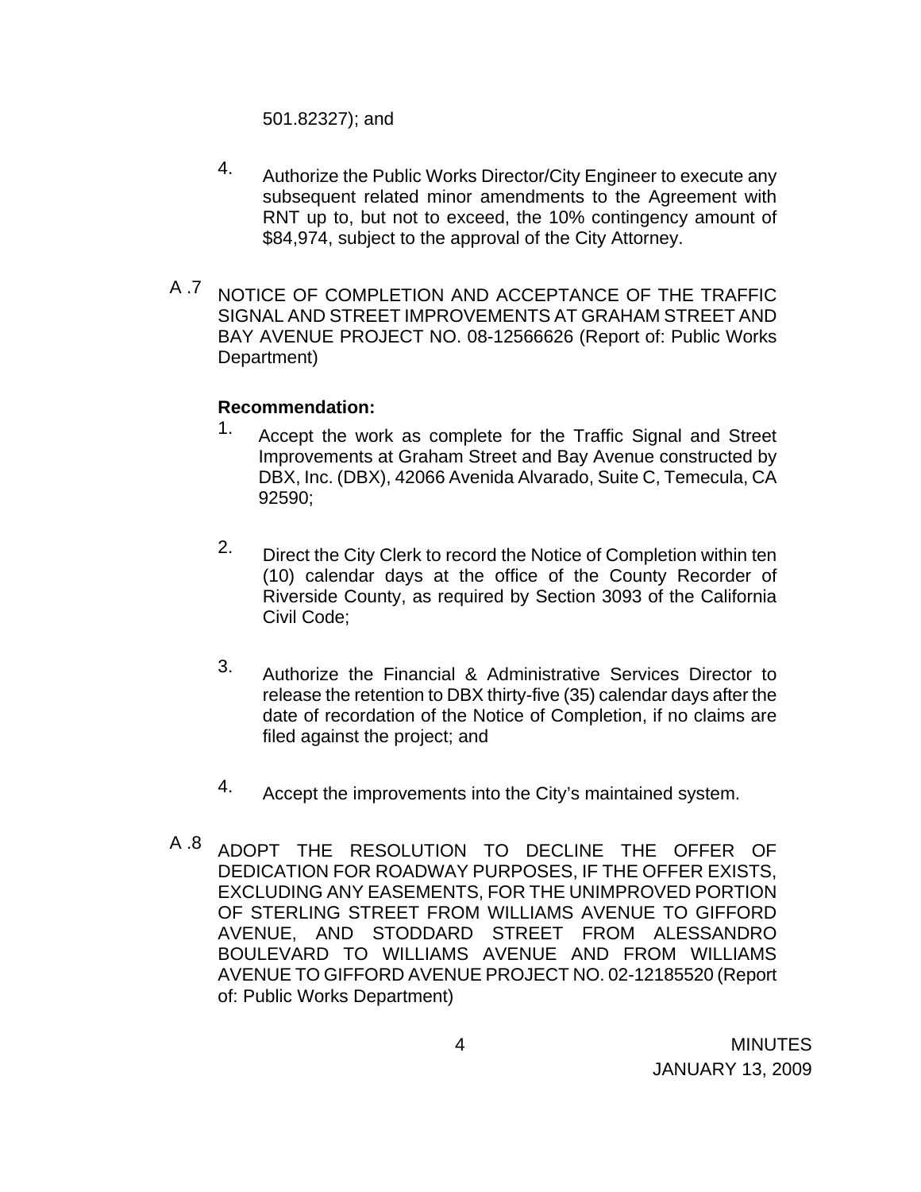501.82327); and

4. Authorize the Public Works Director/City Engineer to execute any subsequent related minor amendments to the Agreement with RNT up to, but not to exceed, the 10% contingency amount of $84,974, subject to the approval of the City Attorney.

A .7 NOTICE OF COMPLETION AND ACCEPTANCE OF THE TRAFFIC SIGNAL AND STREET IMPROVEMENTS AT GRAHAM STREET AND BAY AVENUE PROJECT NO. 08-12566626 (Report of: Public Works Department)

**Recommendation:**

1. Accept the work as complete for the Traffic Signal and Street Improvements at Graham Street and Bay Avenue constructed by DBX, Inc. (DBX), 42066 Avenida Alvarado, Suite C, Temecula, CA 92590;

2. Direct the City Clerk to record the Notice of Completion within ten (10) calendar days at the office of the County Recorder of Riverside County, as required by Section 3093 of the California Civil Code;

3. Authorize the Financial & Administrative Services Director to release the retention to DBX thirty-five (35) calendar days after the date of recordation of the Notice of Completion, if no claims are filed against the project; and

4. Accept the improvements into the City's maintained system.

A .8 ADOPT THE RESOLUTION TO DECLINE THE OFFER OF DEDICATION FOR ROADWAY PURPOSES, IF THE OFFER EXISTS, EXCLUDING ANY EASEMENTS, FOR THE UNIMPROVED PORTION OF STERLING STREET FROM WILLIAMS AVENUE TO GIFFORD AVENUE, AND STODDARD STREET FROM ALESSANDRO BOULEVARD TO WILLIAMS AVENUE AND FROM WILLIAMS AVENUE TO GIFFORD AVENUE PROJECT NO. 02-12185520 (Report of: Public Works Department)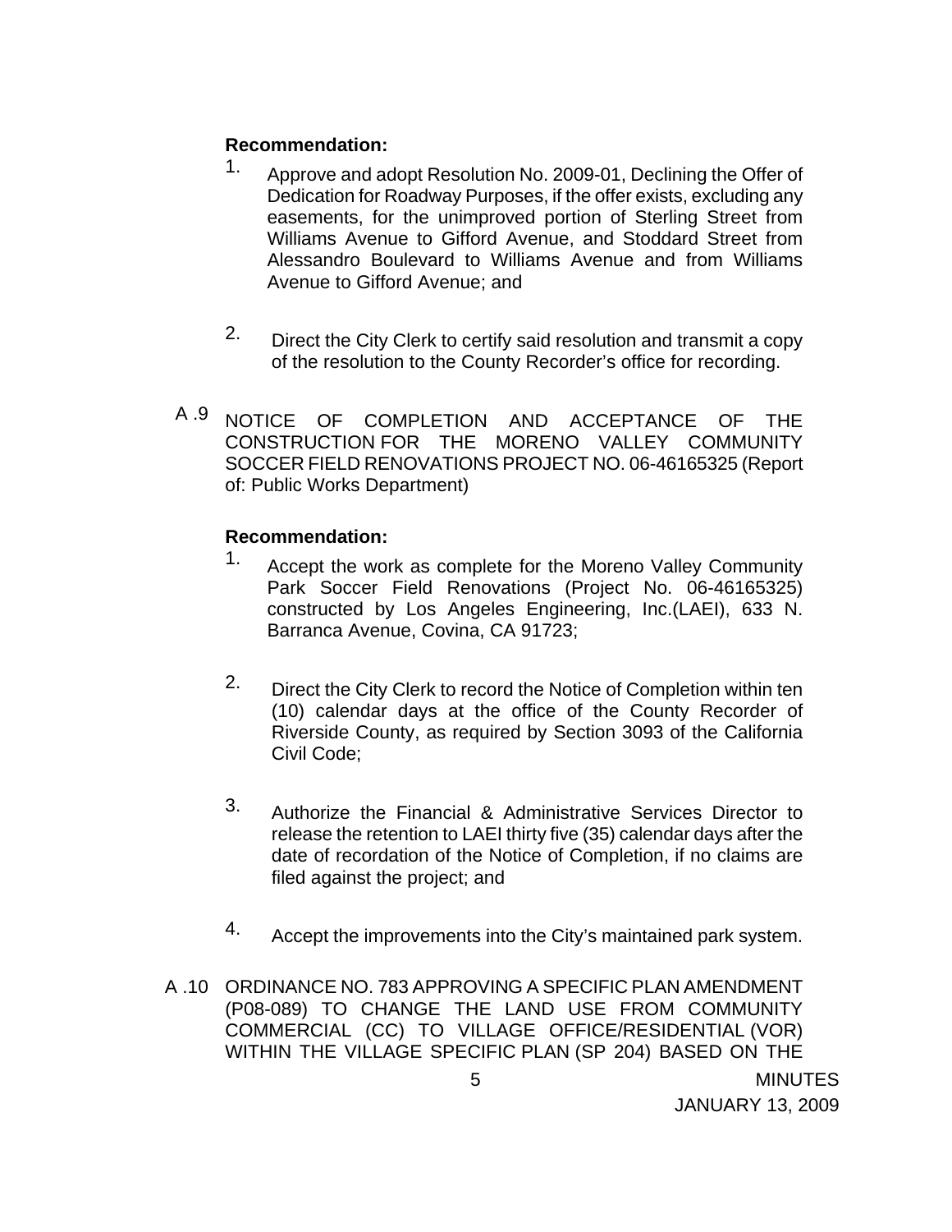**Recommendation:**

1. Approve and adopt Resolution No. 2009-01, Declining the Offer of Dedication for Roadway Purposes, if the offer exists, excluding any easements, for the unimproved portion of Sterling Street from Williams Avenue to Gifford Avenue, and Stoddard Street from Alessandro Boulevard to Williams Avenue and from Williams Avenue to Gifford Avenue; and

2. Direct the City Clerk to certify said resolution and transmit a copy of the resolution to the County Recorder's office for recording.

A .9 NOTICE OF COMPLETION AND ACCEPTANCE OF THE CONSTRUCTION FOR THE MORENO VALLEY COMMUNITY SOCCER FIELD RENOVATIONS PROJECT NO. 06-46165325 (Report of: Public Works Department)

**Recommendation:**

1. Accept the work as complete for the Moreno Valley Community Park Soccer Field Renovations (Project No. 06-46165325) constructed by Los Angeles Engineering, Inc.(LAEI), 633 N. Barranca Avenue, Covina, CA 91723;

2. Direct the City Clerk to record the Notice of Completion within ten (10) calendar days at the office of the County Recorder of Riverside County, as required by Section 3093 of the California Civil Code;

3. Authorize the Financial & Administrative Services Director to release the retention to LAEI thirty five (35) calendar days after the date of recordation of the Notice of Completion, if no claims are filed against the project; and

4. Accept the improvements into the City's maintained park system.

A .10 ORDINANCE NO. 783 APPROVING A SPECIFIC PLAN AMENDMENT (P08-089) TO CHANGE THE LAND USE FROM COMMUNITY COMMERCIAL (CC) TO VILLAGE OFFICE/RESIDENTIAL (VOR) WITHIN THE VILLAGE SPECIFIC PLAN (SP 204) BASED ON THE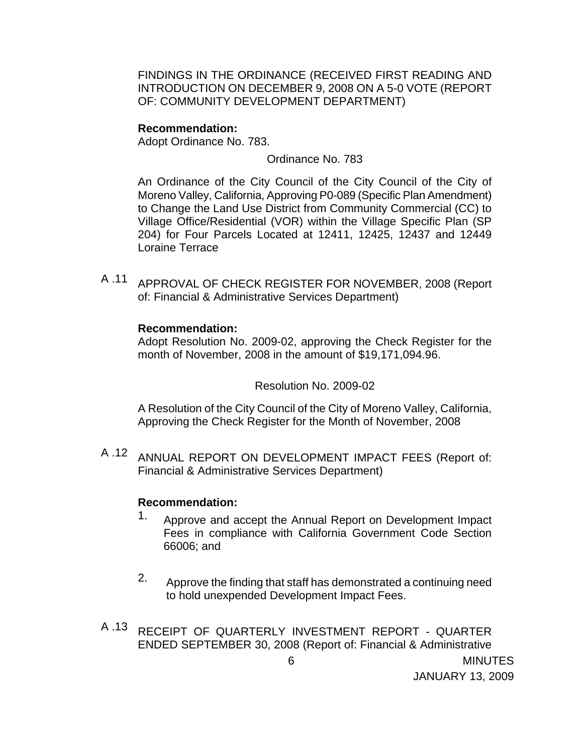FINDINGS IN THE ORDINANCE (RECEIVED FIRST READING AND INTRODUCTION ON DECEMBER 9, 2008 ON A 5-0 VOTE (REPORT OF: COMMUNITY DEVELOPMENT DEPARTMENT)

**Recommendation:**
Adopt Ordinance No. 783.

Ordinance No. 783

An Ordinance of the City Council of the City Council of the City of Moreno Valley, California, Approving P0-089 (Specific Plan Amendment) to Change the Land Use District from Community Commercial (CC) to Village Office/Residential (VOR) within the Village Specific Plan (SP 204) for Four Parcels Located at 12411, 12425, 12437 and 12449 Loraine Terrace

A .11 APPROVAL OF CHECK REGISTER FOR NOVEMBER, 2008 (Report of: Financial & Administrative Services Department)

**Recommendation:**
Adopt Resolution No. 2009-02, approving the Check Register for the month of November, 2008 in the amount of $19,171,094.96.

Resolution No. 2009-02

A Resolution of the City Council of the City of Moreno Valley, California, Approving the Check Register for the Month of November, 2008

A .12 ANNUAL REPORT ON DEVELOPMENT IMPACT FEES (Report of: Financial & Administrative Services Department)

**Recommendation:**

1. Approve and accept the Annual Report on Development Impact Fees in compliance with California Government Code Section 66006; and

2. Approve the finding that staff has demonstrated a continuing need to hold unexpended Development Impact Fees.

A .13 RECEIPT OF QUARTERLY INVESTMENT REPORT - QUARTER ENDED SEPTEMBER 30, 2008 (Report of: Financial & Administrative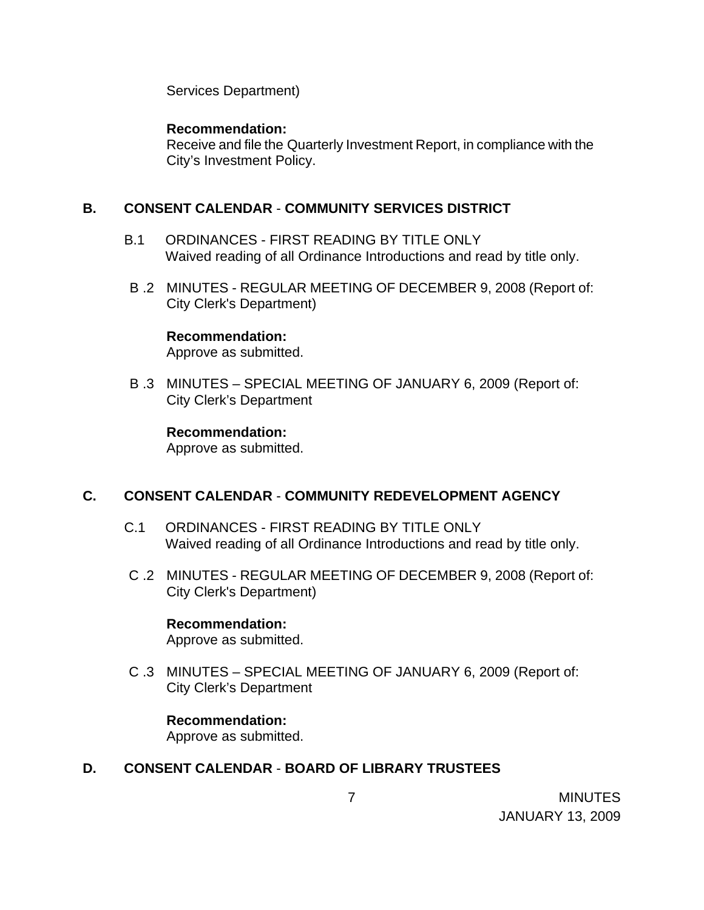Services Department)

**Recommendation:**
Receive and file the Quarterly Investment Report, in compliance with the City's Investment Policy.

## B. CONSENT CALENDAR - COMMUNITY SERVICES DISTRICT

B.1 ORDINANCES - FIRST READING BY TITLE ONLY
Waived reading of all Ordinance Introductions and read by title only.

B .2 MINUTES - REGULAR MEETING OF DECEMBER 9, 2008 (Report of: City Clerk's Department)

**Recommendation:**
Approve as submitted.

B .3 MINUTES – SPECIAL MEETING OF JANUARY 6, 2009 (Report of: City Clerk's Department

**Recommendation:**
Approve as submitted.

## C. CONSENT CALENDAR - COMMUNITY REDEVELOPMENT AGENCY

C.1 ORDINANCES - FIRST READING BY TITLE ONLY
Waived reading of all Ordinance Introductions and read by title only.

C .2 MINUTES - REGULAR MEETING OF DECEMBER 9, 2008 (Report of: City Clerk's Department)

**Recommendation:**
Approve as submitted.

C .3 MINUTES – SPECIAL MEETING OF JANUARY 6, 2009 (Report of: City Clerk's Department

**Recommendation:**
Approve as submitted.

## D. CONSENT CALENDAR - BOARD OF LIBRARY TRUSTEES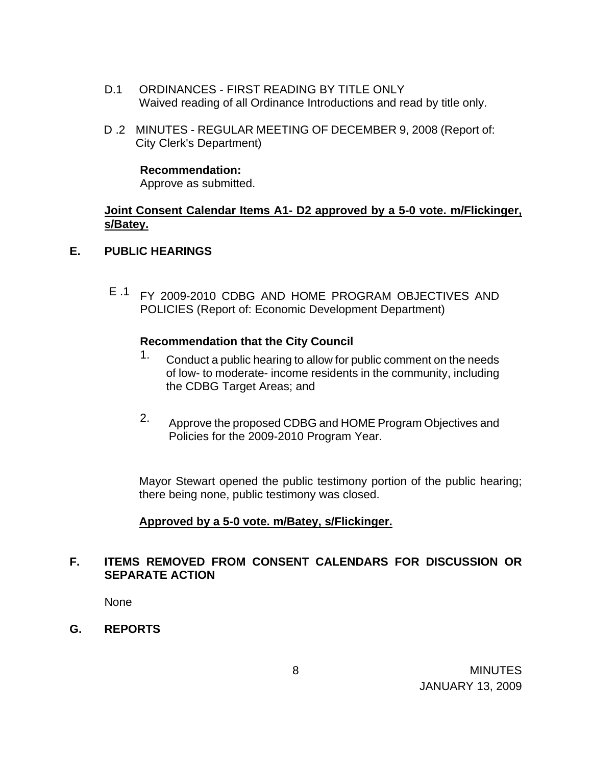D.1 ORDINANCES - FIRST READING BY TITLE ONLY
Waived reading of all Ordinance Introductions and read by title only.

D .2 MINUTES - REGULAR MEETING OF DECEMBER 9, 2008 (Report of: City Clerk's Department)

**Recommendation:**
Approve as submitted.

**Joint Consent Calendar Items A1- D2 approved by a 5-0 vote. m/Flickinger, s/Batey.**

## E. PUBLIC HEARINGS

E .1 FY 2009-2010 CDBG AND HOME PROGRAM OBJECTIVES AND POLICIES (Report of: Economic Development Department)

**Recommendation that the City Council**

1. Conduct a public hearing to allow for public comment on the needs of low- to moderate- income residents in the community, including the CDBG Target Areas; and

2. Approve the proposed CDBG and HOME Program Objectives and Policies for the 2009-2010 Program Year.

Mayor Stewart opened the public testimony portion of the public hearing; there being none, public testimony was closed.

**Approved by a 5-0 vote. m/Batey, s/Flickinger.**

## F. ITEMS REMOVED FROM CONSENT CALENDARS FOR DISCUSSION OR SEPARATE ACTION

None

## G. REPORTS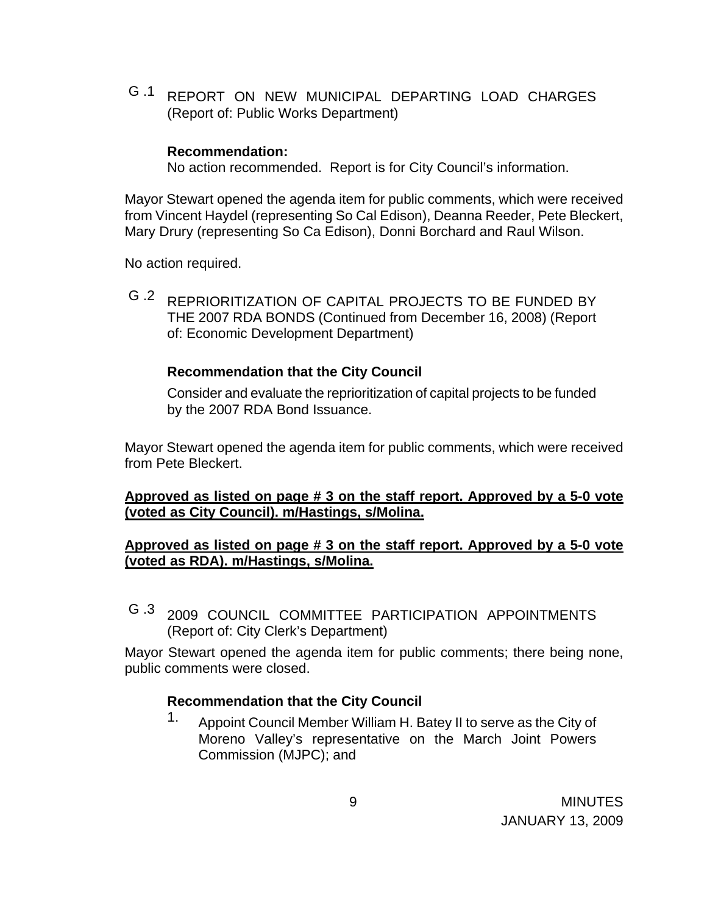G.1 REPORT ON NEW MUNICIPAL DEPARTING LOAD CHARGES (Report of: Public Works Department)

**Recommendation:**
No action recommended. Report is for City Council's information.

Mayor Stewart opened the agenda item for public comments, which were received from Vincent Haydel (representing So Cal Edison), Deanna Reeder, Pete Bleckert, Mary Drury (representing So Ca Edison), Donni Borchard and Raul Wilson.

No action required.

G.2 REPRIORITIZATION OF CAPITAL PROJECTS TO BE FUNDED BY THE 2007 RDA BONDS (Continued from December 16, 2008) (Report of: Economic Development Department)

**Recommendation that the City Council**

Consider and evaluate the reprioritization of capital projects to be funded by the 2007 RDA Bond Issuance.

Mayor Stewart opened the agenda item for public comments, which were received from Pete Bleckert.

**Approved as listed on page # 3 on the staff report. Approved by a 5-0 vote (voted as City Council). m/Hastings, s/Molina.**

**Approved as listed on page # 3 on the staff report. Approved by a 5-0 vote (voted as RDA). m/Hastings, s/Molina.**

G.3 2009 COUNCIL COMMITTEE PARTICIPATION APPOINTMENTS (Report of: City Clerk's Department)

Mayor Stewart opened the agenda item for public comments; there being none, public comments were closed.

**Recommendation that the City Council**

1. Appoint Council Member William H. Batey II to serve as the City of Moreno Valley's representative on the March Joint Powers Commission (MJPC); and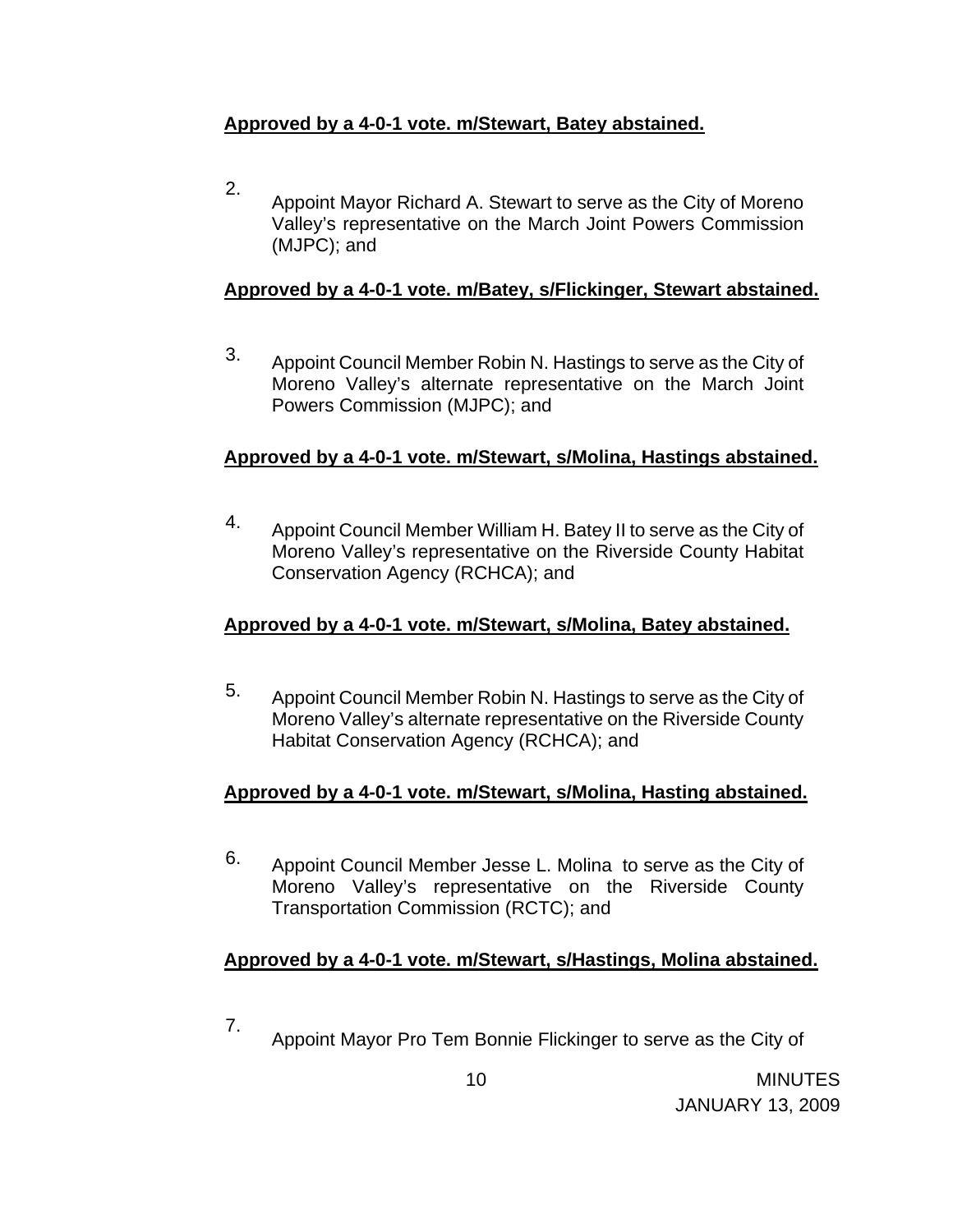**Approved by a 4-0-1 vote. m/Stewart, Batey abstained.**

2. Appoint Mayor Richard A. Stewart to serve as the City of Moreno Valley's representative on the March Joint Powers Commission (MJPC); and

**Approved by a 4-0-1 vote. m/Batey, s/Flickinger, Stewart abstained.**

3. Appoint Council Member Robin N. Hastings to serve as the City of Moreno Valley's alternate representative on the March Joint Powers Commission (MJPC); and

**Approved by a 4-0-1 vote. m/Stewart, s/Molina, Hastings abstained.**

4. Appoint Council Member William H. Batey II to serve as the City of Moreno Valley's representative on the Riverside County Habitat Conservation Agency (RCHCA); and

**Approved by a 4-0-1 vote. m/Stewart, s/Molina, Batey abstained.**

5. Appoint Council Member Robin N. Hastings to serve as the City of Moreno Valley's alternate representative on the Riverside County Habitat Conservation Agency (RCHCA); and

**Approved by a 4-0-1 vote. m/Stewart, s/Molina, Hasting abstained.**

6. Appoint Council Member Jesse L. Molina to serve as the City of Moreno Valley's representative on the Riverside County Transportation Commission (RCTC); and

**Approved by a 4-0-1 vote. m/Stewart, s/Hastings, Molina abstained.**

7. Appoint Mayor Pro Tem Bonnie Flickinger to serve as the City of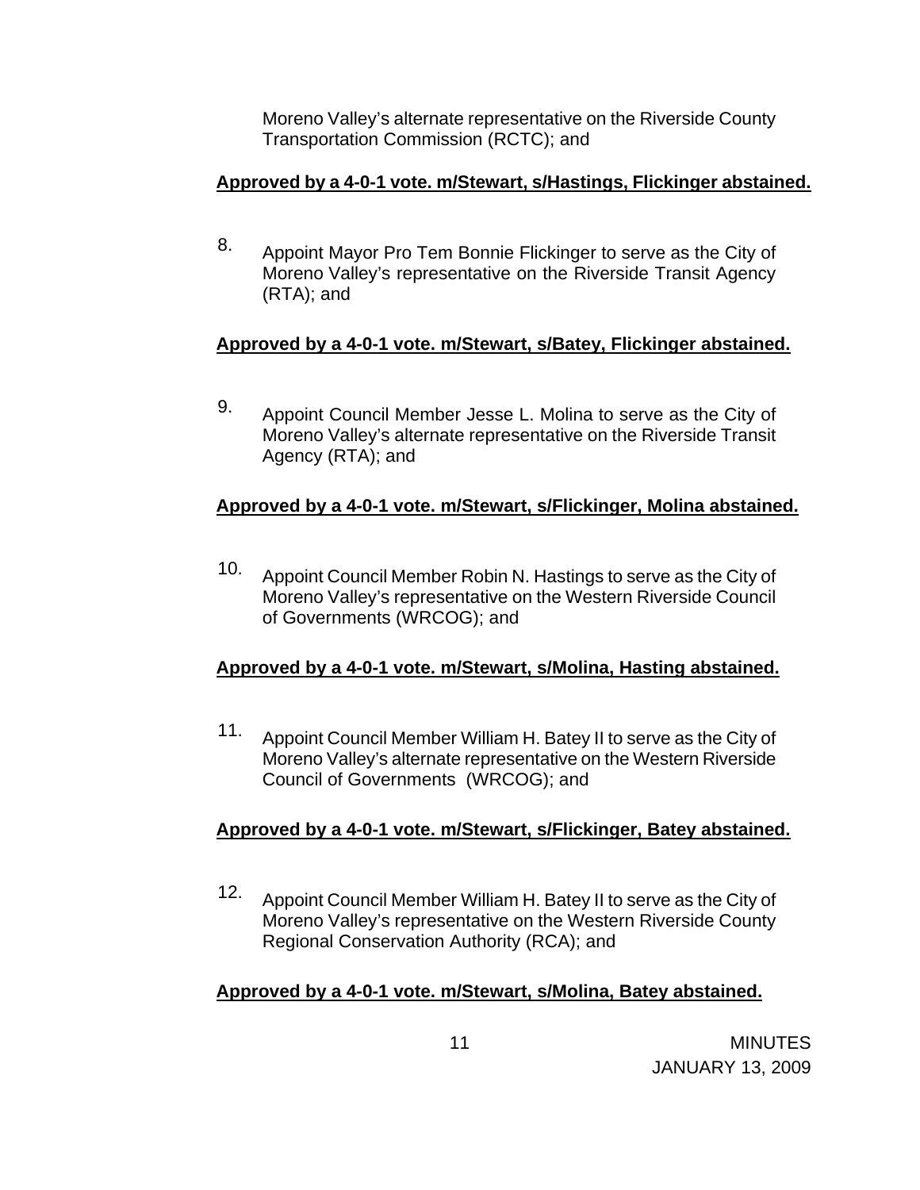Moreno Valley's alternate representative on the Riverside County Transportation Commission (RCTC); and

**Approved by a 4-0-1 vote. m/Stewart, s/Hastings, Flickinger abstained.**

8. Appoint Mayor Pro Tem Bonnie Flickinger to serve as the City of Moreno Valley's representative on the Riverside Transit Agency (RTA); and

**Approved by a 4-0-1 vote. m/Stewart, s/Batey, Flickinger abstained.**

9. Appoint Council Member Jesse L. Molina to serve as the City of Moreno Valley's alternate representative on the Riverside Transit Agency (RTA); and

**Approved by a 4-0-1 vote. m/Stewart, s/Flickinger, Molina abstained.**

10. Appoint Council Member Robin N. Hastings to serve as the City of Moreno Valley's representative on the Western Riverside Council of Governments (WRCOG); and

**Approved by a 4-0-1 vote. m/Stewart, s/Molina, Hasting abstained.**

11. Appoint Council Member William H. Batey II to serve as the City of Moreno Valley's alternate representative on the Western Riverside Council of Governments (WRCOG); and

**Approved by a 4-0-1 vote. m/Stewart, s/Flickinger, Batey abstained.**

12. Appoint Council Member William H. Batey II to serve as the City of Moreno Valley's representative on the Western Riverside County Regional Conservation Authority (RCA); and

**Approved by a 4-0-1 vote. m/Stewart, s/Molina, Batey abstained.**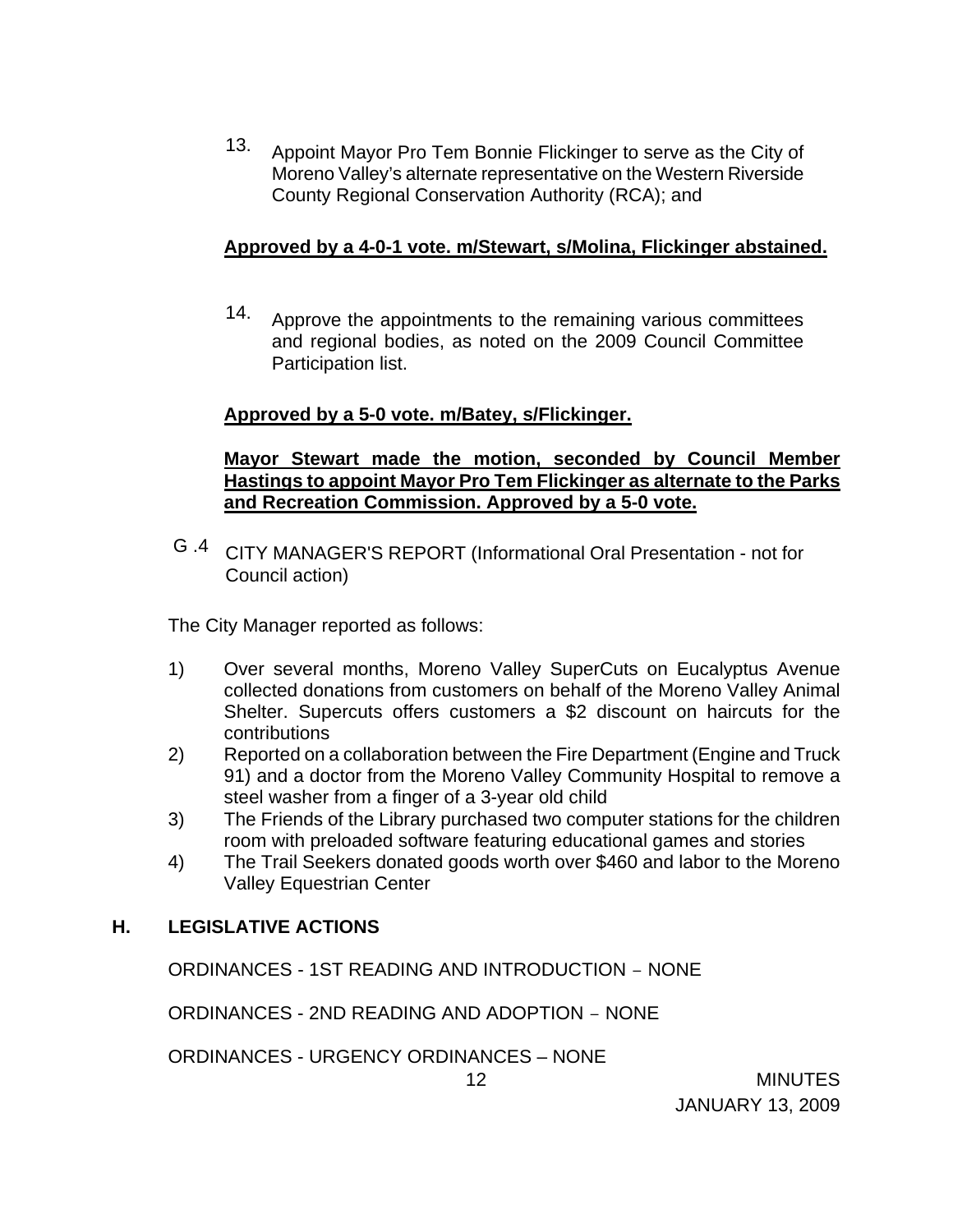13. Appoint Mayor Pro Tem Bonnie Flickinger to serve as the City of Moreno Valley's alternate representative on the Western Riverside County Regional Conservation Authority (RCA); and

**Approved by a 4-0-1 vote. m/Stewart, s/Molina, Flickinger abstained.**

14. Approve the appointments to the remaining various committees and regional bodies, as noted on the 2009 Council Committee Participation list.

**Approved by a 5-0 vote. m/Batey, s/Flickinger.**

**Mayor Stewart made the motion, seconded by Council Member Hastings to appoint Mayor Pro Tem Flickinger as alternate to the Parks and Recreation Commission. Approved by a 5-0 vote.**

G .4 CITY MANAGER'S REPORT (Informational Oral Presentation - not for Council action)

The City Manager reported as follows:

1) Over several months, Moreno Valley SuperCuts on Eucalyptus Avenue collected donations from customers on behalf of the Moreno Valley Animal Shelter. Supercuts offers customers a $2 discount on haircuts for the contributions
2) Reported on a collaboration between the Fire Department (Engine and Truck 91) and a doctor from the Moreno Valley Community Hospital to remove a steel washer from a finger of a 3-year old child
3) The Friends of the Library purchased two computer stations for the children room with preloaded software featuring educational games and stories
4) The Trail Seekers donated goods worth over $460 and labor to the Moreno Valley Equestrian Center

## H. LEGISLATIVE ACTIONS

ORDINANCES - 1ST READING AND INTRODUCTION – NONE

ORDINANCES - 2ND READING AND ADOPTION – NONE

ORDINANCES - URGENCY ORDINANCES – NONE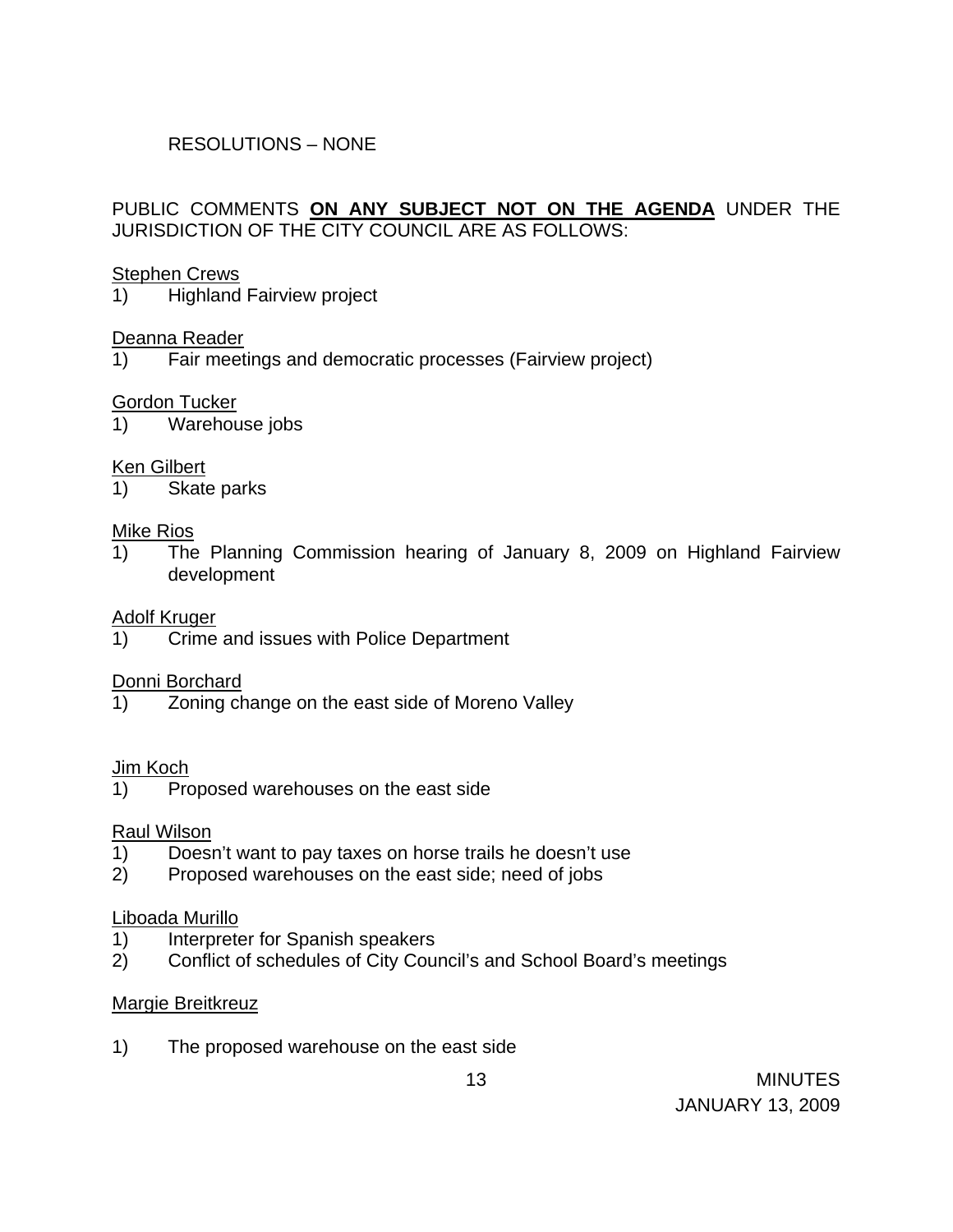RESOLUTIONS – NONE

PUBLIC COMMENTS **ON ANY SUBJECT NOT ON THE AGENDA** UNDER THE JURISDICTION OF THE CITY COUNCIL ARE AS FOLLOWS:

Stephen Crews
1) Highland Fairview project

Deanna Reader
1) Fair meetings and democratic processes (Fairview project)

Gordon Tucker
1) Warehouse jobs

Ken Gilbert
1) Skate parks

Mike Rios
1) The Planning Commission hearing of January 8, 2009 on Highland Fairview development

Adolf Kruger
1) Crime and issues with Police Department

Donni Borchard
1) Zoning change on the east side of Moreno Valley

Jim Koch
1) Proposed warehouses on the east side

Raul Wilson
1) Doesn't want to pay taxes on horse trails he doesn't use
2) Proposed warehouses on the east side; need of jobs

Liboada Murillo
1) Interpreter for Spanish speakers
2) Conflict of schedules of City Council's and School Board's meetings

Margie Breitkreuz

1) The proposed warehouse on the east side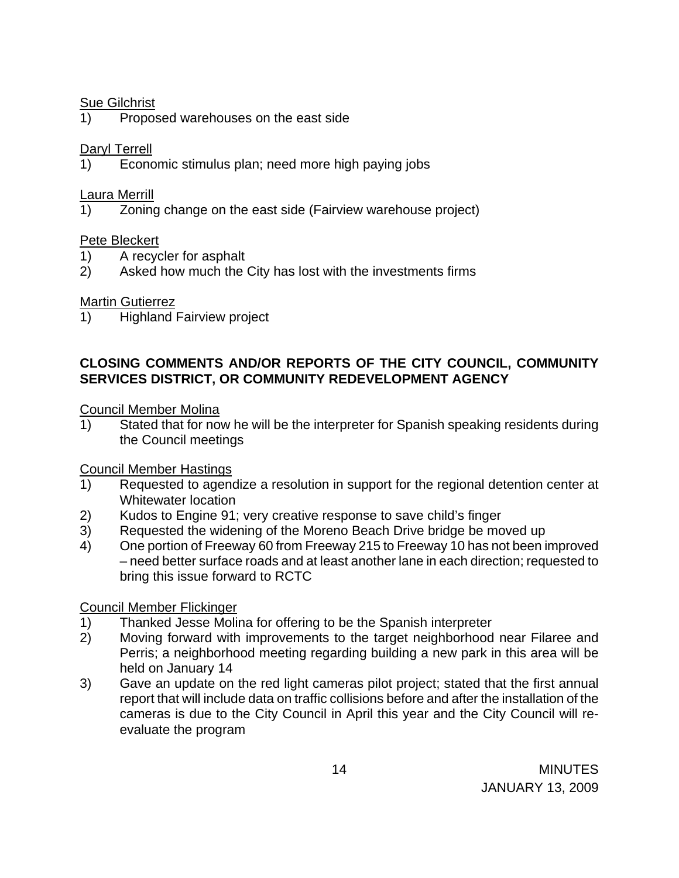Sue Gilchrist

1) Proposed warehouses on the east side

Daryl Terrell

1) Economic stimulus plan; need more high paying jobs

Laura Merrill

1) Zoning change on the east side (Fairview warehouse project)

Pete Bleckert

1) A recycler for asphalt
2) Asked how much the City has lost with the investments firms

Martin Gutierrez

1) Highland Fairview project

**CLOSING COMMENTS AND/OR REPORTS OF THE CITY COUNCIL, COMMUNITY SERVICES DISTRICT, OR COMMUNITY REDEVELOPMENT AGENCY**

Council Member Molina

1) Stated that for now he will be the interpreter for Spanish speaking residents during the Council meetings

Council Member Hastings

1) Requested to agendize a resolution in support for the regional detention center at Whitewater location
2) Kudos to Engine 91; very creative response to save child's finger
3) Requested the widening of the Moreno Beach Drive bridge be moved up
4) One portion of Freeway 60 from Freeway 215 to Freeway 10 has not been improved – need better surface roads and at least another lane in each direction; requested to bring this issue forward to RCTC

Council Member Flickinger

1) Thanked Jesse Molina for offering to be the Spanish interpreter
2) Moving forward with improvements to the target neighborhood near Filaree and Perris; a neighborhood meeting regarding building a new park in this area will be held on January 14
3) Gave an update on the red light cameras pilot project; stated that the first annual report that will include data on traffic collisions before and after the installation of the cameras is due to the City Council in April this year and the City Council will re-evaluate the program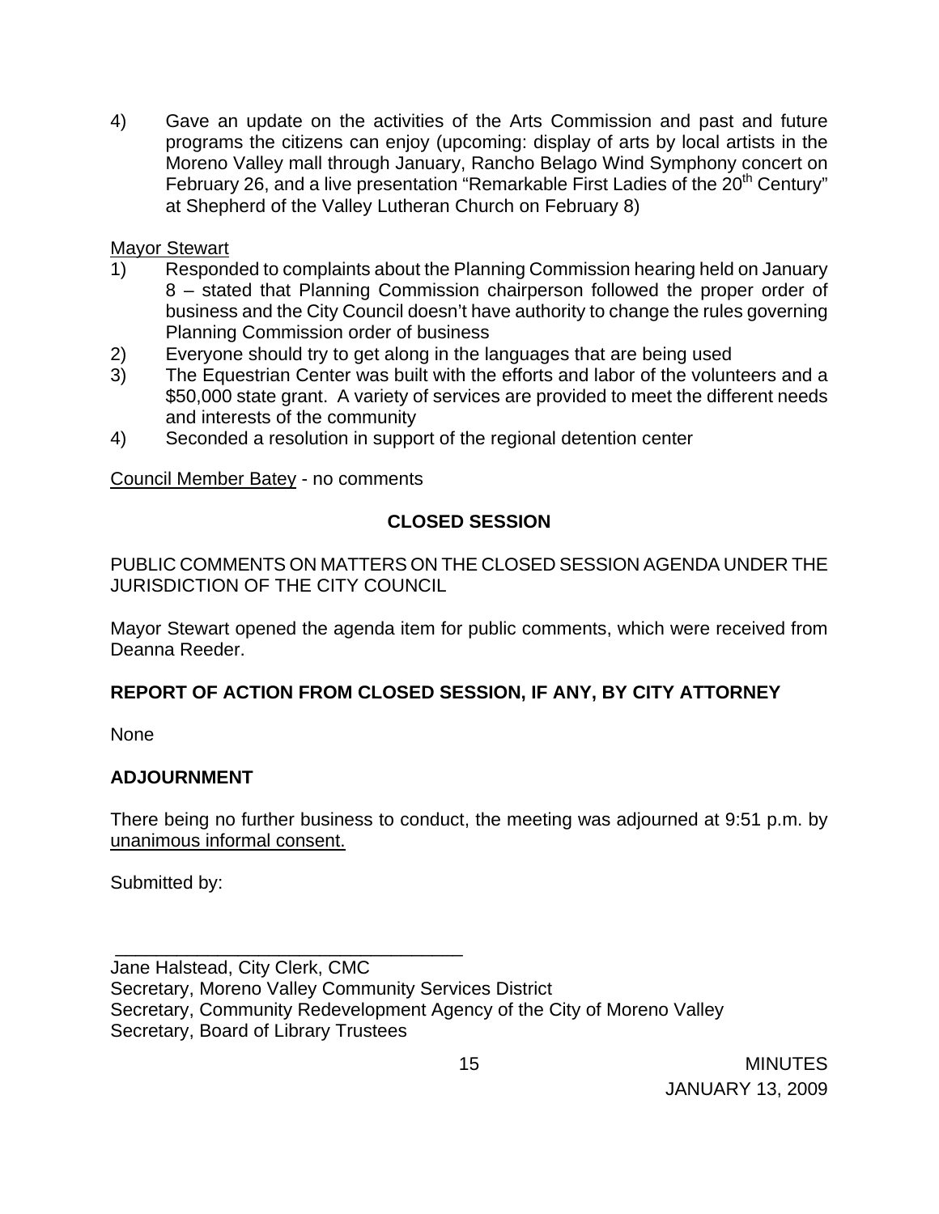4) Gave an update on the activities of the Arts Commission and past and future programs the citizens can enjoy (upcoming: display of arts by local artists in the Moreno Valley mall through January, Rancho Belago Wind Symphony concert on February 26, and a live presentation "Remarkable First Ladies of the 20th Century" at Shepherd of the Valley Lutheran Church on February 8)

Mayor Stewart

1) Responded to complaints about the Planning Commission hearing held on January 8 – stated that Planning Commission chairperson followed the proper order of business and the City Council doesn't have authority to change the rules governing Planning Commission order of business
2) Everyone should try to get along in the languages that are being used
3) The Equestrian Center was built with the efforts and labor of the volunteers and a $50,000 state grant. A variety of services are provided to meet the different needs and interests of the community
4) Seconded a resolution in support of the regional detention center

Council Member Batey - no comments

## CLOSED SESSION

PUBLIC COMMENTS ON MATTERS ON THE CLOSED SESSION AGENDA UNDER THE JURISDICTION OF THE CITY COUNCIL

Mayor Stewart opened the agenda item for public comments, which were received from Deanna Reeder.

## REPORT OF ACTION FROM CLOSED SESSION, IF ANY, BY CITY ATTORNEY

None

## ADJOURNMENT

There being no further business to conduct, the meeting was adjourned at 9:51 p.m. by unanimous informal consent.

Submitted by:

\_\_\_\_\_\_\_\_\_\_\_\_\_\_\_\_\_\_\_\_\_\_\_\_\_\_\_\_\_\_\_\_\_\_\_

Jane Halstead, City Clerk, CMC
Secretary, Moreno Valley Community Services District
Secretary, Community Redevelopment Agency of the City of Moreno Valley
Secretary, Board of Library Trustees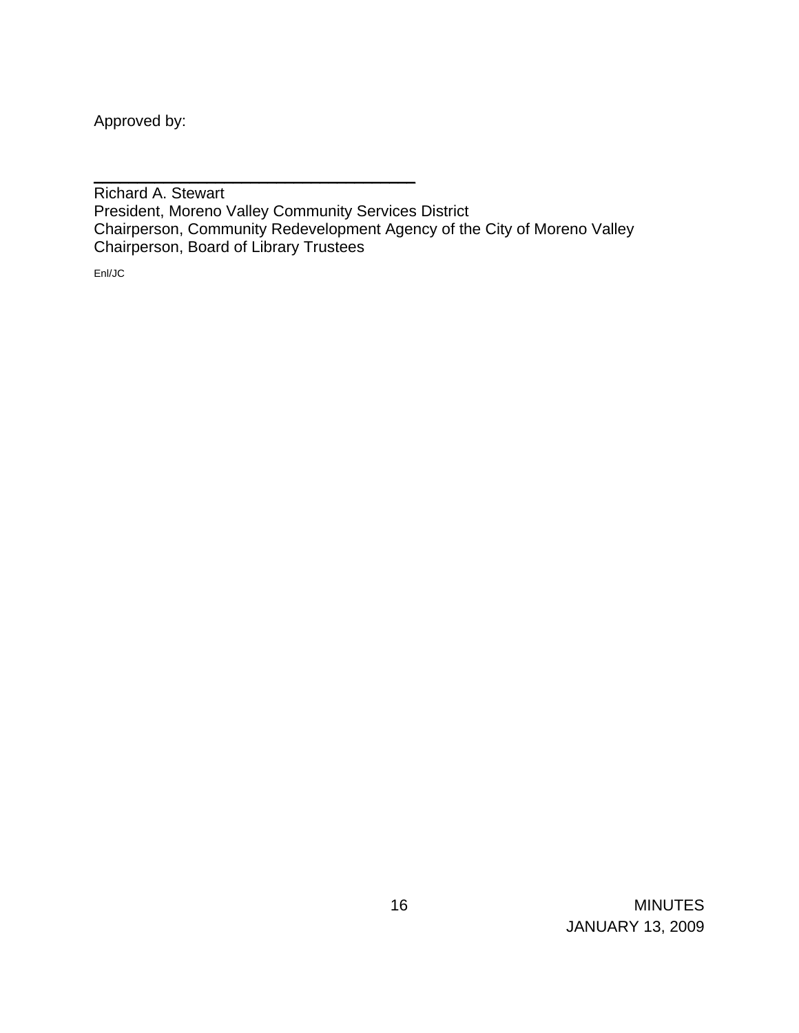Approved by:

\_\_\_\_\_\_\_\_\_\_\_\_\_\_\_\_\_\_\_\_\_\_\_\_\_\_\_\_\_\_\_\_\_\_\_\_

Richard A. Stewart
President, Moreno Valley Community Services District
Chairperson, Community Redevelopment Agency of the City of Moreno Valley
Chairperson, Board of Library Trustees

Enl/JC